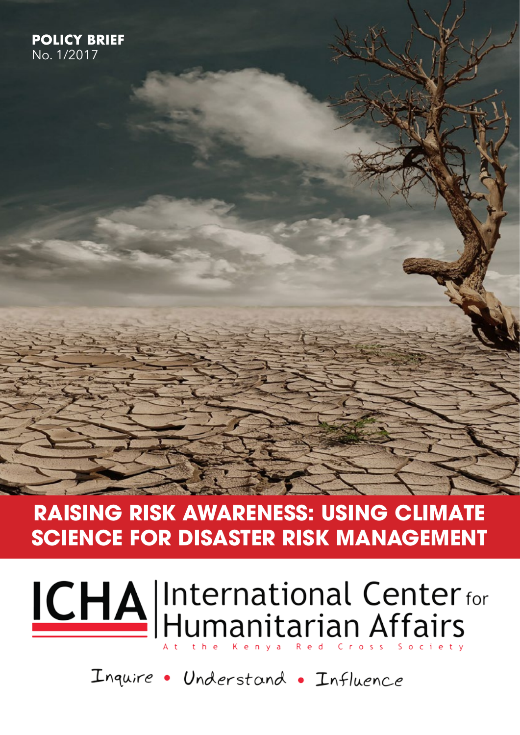**POLICY BRIEF**
No. 1/2017

# RAISING RISK AWARENESS: USING CLIMATE SCIENCE FOR DISASTER RISK MANAGEMENT

**ICHA** International Center for Humanitarian Affairs
At the Kenya Red Cross Society

*Inquire • Understand • Influence*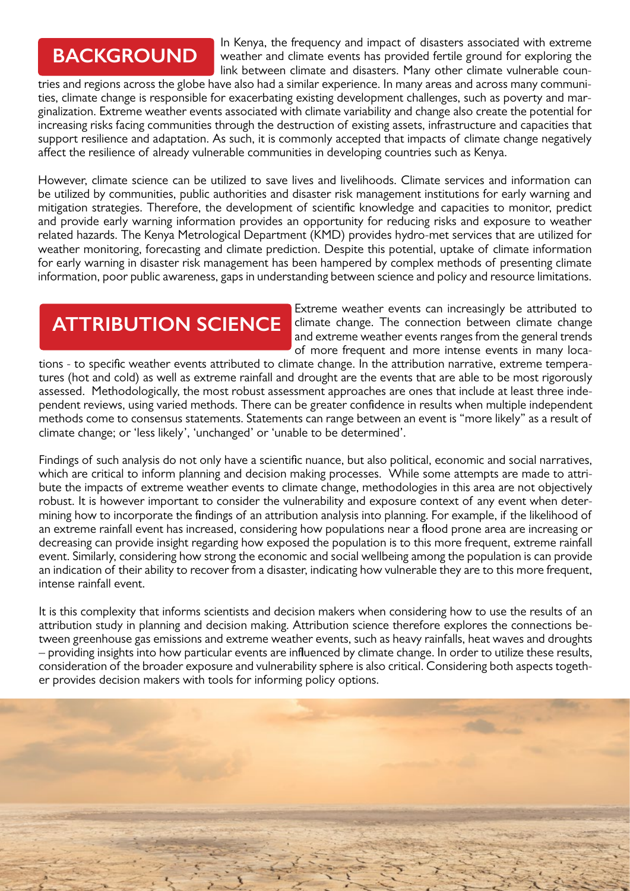## BACKGROUND

In Kenya, the frequency and impact of disasters associated with extreme weather and climate events has provided fertile ground for exploring the link between climate and disasters. Many other climate vulnerable countries and regions across the globe have also had a similar experience. In many areas and across many communities, climate change is responsible for exacerbating existing development challenges, such as poverty and marginalization. Extreme weather events associated with climate variability and change also create the potential for increasing risks facing communities through the destruction of existing assets, infrastructure and capacities that support resilience and adaptation. As such, it is commonly accepted that impacts of climate change negatively affect the resilience of already vulnerable communities in developing countries such as Kenya.

However, climate science can be utilized to save lives and livelihoods. Climate services and information can be utilized by communities, public authorities and disaster risk management institutions for early warning and mitigation strategies. Therefore, the development of scientific knowledge and capacities to monitor, predict and provide early warning information provides an opportunity for reducing risks and exposure to weather related hazards. The Kenya Metrological Department (KMD) provides hydro-met services that are utilized for weather monitoring, forecasting and climate prediction. Despite this potential, uptake of climate information for early warning in disaster risk management has been hampered by complex methods of presenting climate information, poor public awareness, gaps in understanding between science and policy and resource limitations.

## ATTRIBUTION SCIENCE

Extreme weather events can increasingly be attributed to climate change. The connection between climate change and extreme weather events ranges from the general trends of more frequent and more intense events in many locations - to specific weather events attributed to climate change. In the attribution narrative, extreme temperatures (hot and cold) as well as extreme rainfall and drought are the events that are able to be most rigorously assessed. Methodologically, the most robust assessment approaches are ones that include at least three independent reviews, using varied methods. There can be greater confidence in results when multiple independent methods come to consensus statements. Statements can range between an event is "more likely" as a result of climate change; or 'less likely', 'unchanged' or 'unable to be determined'.

Findings of such analysis do not only have a scientific nuance, but also political, economic and social narratives, which are critical to inform planning and decision making processes. While some attempts are made to attribute the impacts of extreme weather events to climate change, methodologies in this area are not objectively robust. It is however important to consider the vulnerability and exposure context of any event when determining how to incorporate the findings of an attribution analysis into planning. For example, if the likelihood of an extreme rainfall event has increased, considering how populations near a flood prone area are increasing or decreasing can provide insight regarding how exposed the population is to this more frequent, extreme rainfall event. Similarly, considering how strong the economic and social wellbeing among the population is can provide an indication of their ability to recover from a disaster, indicating how vulnerable they are to this more frequent, intense rainfall event.

It is this complexity that informs scientists and decision makers when considering how to use the results of an attribution study in planning and decision making. Attribution science therefore explores the connections between greenhouse gas emissions and extreme weather events, such as heavy rainfalls, heat waves and droughts – providing insights into how particular events are influenced by climate change. In order to utilize these results, consideration of the broader exposure and vulnerability sphere is also critical. Considering both aspects together provides decision makers with tools for informing policy options.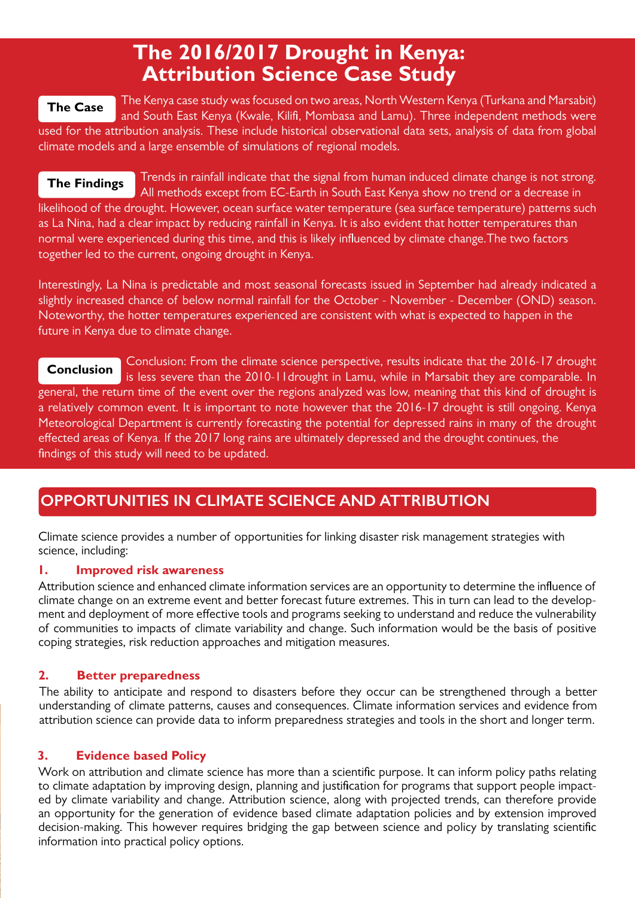# The 2016/2017 Drought in Kenya: Attribution Science Case Study

**The Case** The Kenya case study was focused on two areas, North Western Kenya (Turkana and Marsabit) and South East Kenya (Kwale, Kilifi, Mombasa and Lamu). Three independent methods were used for the attribution analysis. These include historical observational data sets, analysis of data from global climate models and a large ensemble of simulations of regional models.

**The Findings** Trends in rainfall indicate that the signal from human induced climate change is not strong. All methods except from EC-Earth in South East Kenya show no trend or a decrease in likelihood of the drought. However, ocean surface water temperature (sea surface temperature) patterns such as La Nina, had a clear impact by reducing rainfall in Kenya. It is also evident that hotter temperatures than normal were experienced during this time, and this is likely influenced by climate change.The two factors together led to the current, ongoing drought in Kenya.

Interestingly, La Nina is predictable and most seasonal forecasts issued in September had already indicated a slightly increased chance of below normal rainfall for the October - November - December (OND) season. Noteworthy, the hotter temperatures experienced are consistent with what is expected to happen in the future in Kenya due to climate change.

**Conclusion** Conclusion: From the climate science perspective, results indicate that the 2016-17 drought is less severe than the 2010-11drought in Lamu, while in Marsabit they are comparable. In general, the return time of the event over the regions analyzed was low, meaning that this kind of drought is a relatively common event. It is important to note however that the 2016-17 drought is still ongoing. Kenya Meteorological Department is currently forecasting the potential for depressed rains in many of the drought effected areas of Kenya. If the 2017 long rains are ultimately depressed and the drought continues, the findings of this study will need to be updated.

## OPPORTUNITIES IN CLIMATE SCIENCE AND ATTRIBUTION

Climate science provides a number of opportunities for linking disaster risk management strategies with science, including:

### 1. Improved risk awareness

Attribution science and enhanced climate information services are an opportunity to determine the influence of climate change on an extreme event and better forecast future extremes. This in turn can lead to the development and deployment of more effective tools and programs seeking to understand and reduce the vulnerability of communities to impacts of climate variability and change. Such information would be the basis of positive coping strategies, risk reduction approaches and mitigation measures.

### 2. Better preparedness

The ability to anticipate and respond to disasters before they occur can be strengthened through a better understanding of climate patterns, causes and consequences. Climate information services and evidence from attribution science can provide data to inform preparedness strategies and tools in the short and longer term.

### 3. Evidence based Policy

Work on attribution and climate science has more than a scientific purpose. It can inform policy paths relating to climate adaptation by improving design, planning and justification for programs that support people impacted by climate variability and change. Attribution science, along with projected trends, can therefore provide an opportunity for the generation of evidence based climate adaptation policies and by extension improved decision-making. This however requires bridging the gap between science and policy by translating scientific information into practical policy options.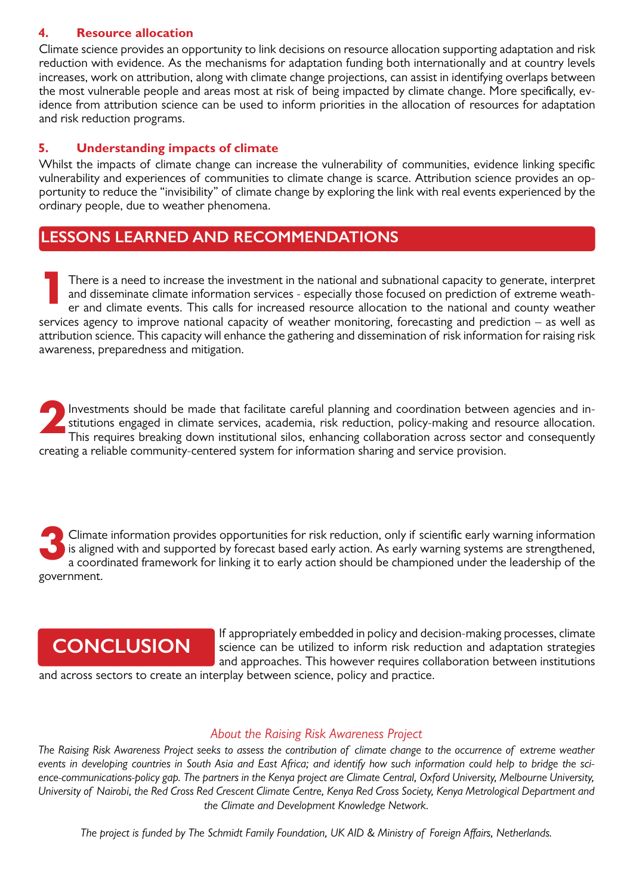### 4. Resource allocation

Climate science provides an opportunity to link decisions on resource allocation supporting adaptation and risk reduction with evidence. As the mechanisms for adaptation funding both internationally and at country levels increases, work on attribution, along with climate change projections, can assist in identifying overlaps between the most vulnerable people and areas most at risk of being impacted by climate change. More specifically, evidence from attribution science can be used to inform priorities in the allocation of resources for adaptation and risk reduction programs.

### 5. Understanding impacts of climate

Whilst the impacts of climate change can increase the vulnerability of communities, evidence linking specific vulnerability and experiences of communities to climate change is scarce. Attribution science provides an opportunity to reduce the "invisibility" of climate change by exploring the link with real events experienced by the ordinary people, due to weather phenomena.

## LESSONS LEARNED AND RECOMMENDATIONS

**1** There is a need to increase the investment in the national and subnational capacity to generate, interpret and disseminate climate information services - especially those focused on prediction of extreme weather and climate events. This calls for increased resource allocation to the national and county weather services agency to improve national capacity of weather monitoring, forecasting and prediction – as well as attribution science. This capacity will enhance the gathering and dissemination of risk information for raising risk awareness, preparedness and mitigation.

**2** Investments should be made that facilitate careful planning and coordination between agencies and institutions engaged in climate services, academia, risk reduction, policy-making and resource allocation. This requires breaking down institutional silos, enhancing collaboration across sector and consequently creating a reliable community-centered system for information sharing and service provision.

**3** Climate information provides opportunities for risk reduction, only if scientific early warning information is aligned with and supported by forecast based early action. As early warning systems are strengthened, a coordinated framework for linking it to early action should be championed under the leadership of the government.

## CONCLUSION

If appropriately embedded in policy and decision-making processes, climate science can be utilized to inform risk reduction and adaptation strategies and approaches. This however requires collaboration between institutions and across sectors to create an interplay between science, policy and practice.

*About the Raising Risk Awareness Project*

*The Raising Risk Awareness Project seeks to assess the contribution of climate change to the occurrence of extreme weather events in developing countries in South Asia and East Africa; and identify how such information could help to bridge the science-communications-policy gap. The partners in the Kenya project are Climate Central, Oxford University, Melbourne University, University of Nairobi, the Red Cross Red Crescent Climate Centre, Kenya Red Cross Society, Kenya Metrological Department and the Climate and Development Knowledge Network.*

*The project is funded by The Schmidt Family Foundation, UK AID & Ministry of Foreign Affairs, Netherlands.*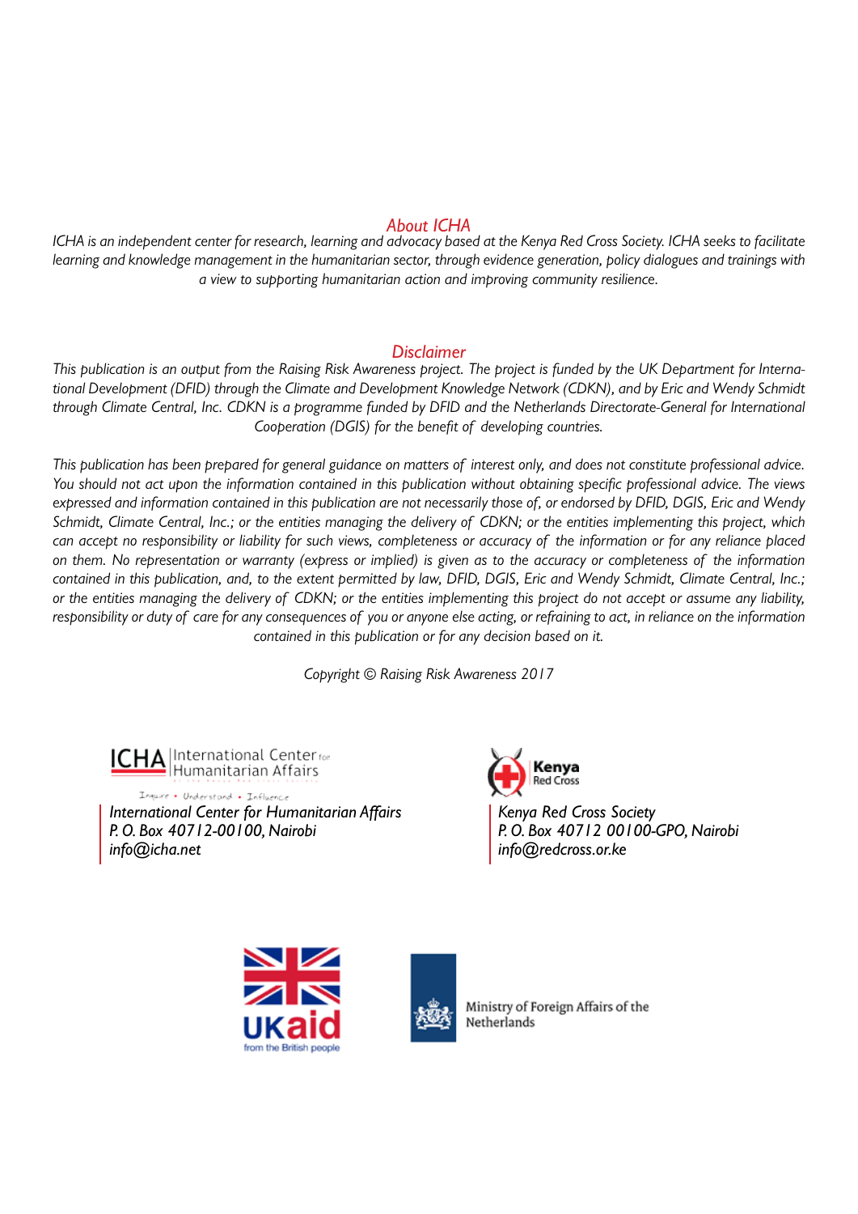## About ICHA

*ICHA is an independent center for research, learning and advocacy based at the Kenya Red Cross Society. ICHA seeks to facilitate learning and knowledge management in the humanitarian sector, through evidence generation, policy dialogues and trainings with a view to supporting humanitarian action and improving community resilience.*

## Disclaimer

*This publication is an output from the Raising Risk Awareness project. The project is funded by the UK Department for International Development (DFID) through the Climate and Development Knowledge Network (CDKN), and by Eric and Wendy Schmidt through Climate Central, Inc. CDKN is a programme funded by DFID and the Netherlands Directorate-General for International Cooperation (DGIS) for the benefit of developing countries.*

*This publication has been prepared for general guidance on matters of interest only, and does not constitute professional advice. You should not act upon the information contained in this publication without obtaining specific professional advice. The views expressed and information contained in this publication are not necessarily those of, or endorsed by DFID, DGIS, Eric and Wendy Schmidt, Climate Central, Inc.; or the entities managing the delivery of CDKN; or the entities implementing this project, which can accept no responsibility or liability for such views, completeness or accuracy of the information or for any reliance placed on them. No representation or warranty (express or implied) is given as to the accuracy or completeness of the information contained in this publication, and, to the extent permitted by law, DFID, DGIS, Eric and Wendy Schmidt, Climate Central, Inc.; or the entities managing the delivery of CDKN; or the entities implementing this project do not accept or assume any liability, responsibility or duty of care for any consequences of you or anyone else acting, or refraining to act, in reliance on the information contained in this publication or for any decision based on it.*

*Copyright © Raising Risk Awareness 2017*

ICHA | International Center for Humanitarian Affairs

Inquire • Understand • Influence

*International Center for Humanitarian Affairs*
*P. O. Box 40712-00100, Nairobi*
*info@icha.net*

Kenya Red Cross

*Kenya Red Cross Society*
*P. O. Box 40712 00100-GPO, Nairobi*
*info@redcross.or.ke*

UKaid from the British people

Ministry of Foreign Affairs of the Netherlands